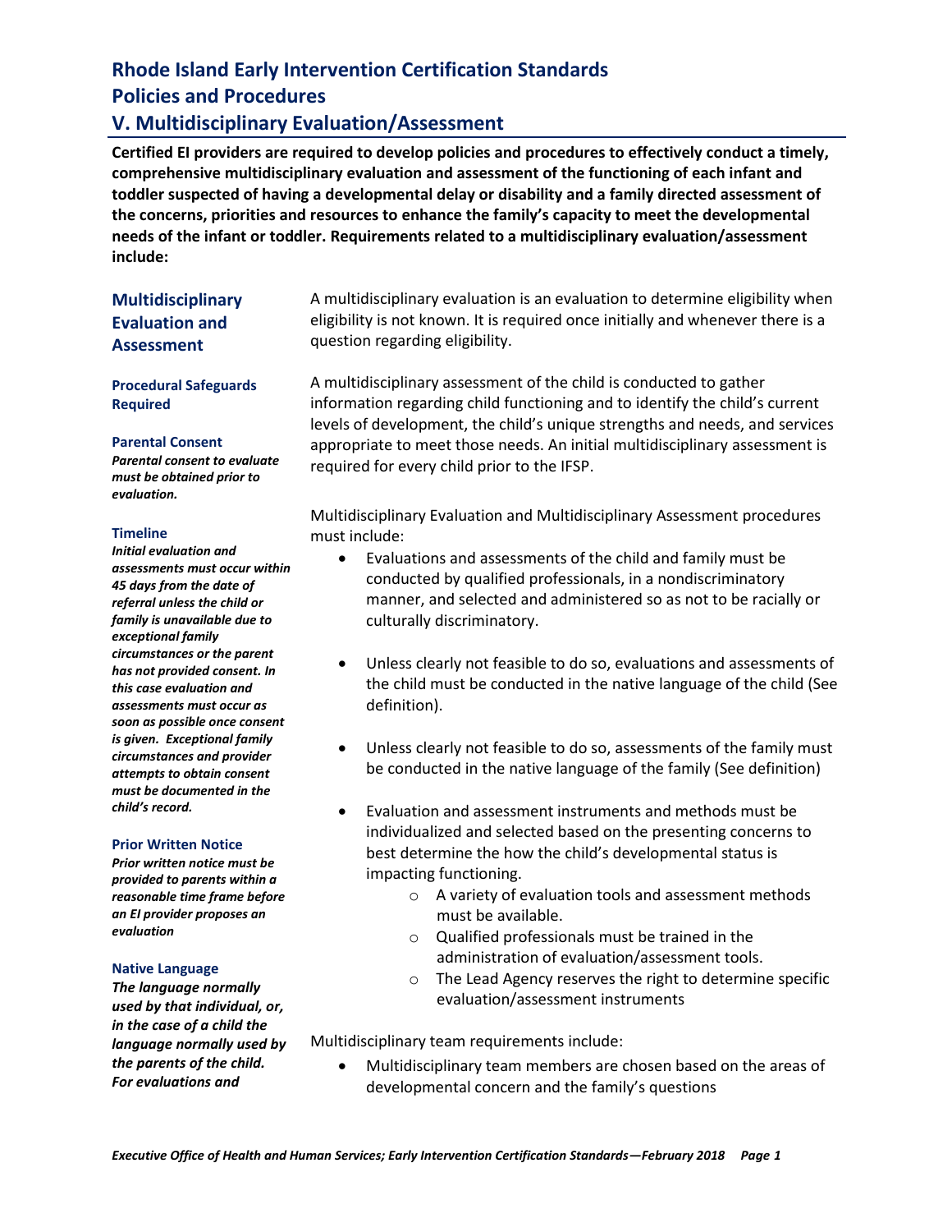# Rhode Island Early Intervention Certification Standards
# Policies and Procedures
## V. Multidisciplinary Evaluation/Assessment

**Certified EI providers are required to develop policies and procedures to effectively conduct a timely, comprehensive multidisciplinary evaluation and assessment of the functioning of each infant and toddler suspected of having a developmental delay or disability and a family directed assessment of the concerns, priorities and resources to enhance the family's capacity to meet the developmental needs of the infant or toddler. Requirements related to a multidisciplinary evaluation/assessment include:**

### Multidisciplinary Evaluation and Assessment

A multidisciplinary evaluation is an evaluation to determine eligibility when eligibility is not known. It is required once initially and whenever there is a question regarding eligibility.

A multidisciplinary assessment of the child is conducted to gather information regarding child functioning and to identify the child's current levels of development, the child's unique strengths and needs, and services appropriate to meet those needs. An initial multidisciplinary assessment is required for every child prior to the IFSP.

Multidisciplinary Evaluation and Multidisciplinary Assessment procedures must include:

- Evaluations and assessments of the child and family must be conducted by qualified professionals, in a nondiscriminatory manner, and selected and administered so as not to be racially or culturally discriminatory.
- Unless clearly not feasible to do so, evaluations and assessments of the child must be conducted in the native language of the child (See definition).
- Unless clearly not feasible to do so, assessments of the family must be conducted in the native language of the family (See definition)
- Evaluation and assessment instruments and methods must be individualized and selected based on the presenting concerns to best determine the how the child's developmental status is impacting functioning.
  - A variety of evaluation tools and assessment methods must be available.
  - Qualified professionals must be trained in the administration of evaluation/assessment tools.
  - The Lead Agency reserves the right to determine specific evaluation/assessment instruments

Multidisciplinary team requirements include:

- Multidisciplinary team members are chosen based on the areas of developmental concern and the family's questions

#### Procedural Safeguards Required

**Parental Consent**

***Parental consent to evaluate must be obtained prior to evaluation.***

**Timeline**

***Initial evaluation and assessments must occur within 45 days from the date of referral unless the child or family is unavailable due to exceptional family circumstances or the parent has not provided consent. In this case evaluation and assessments must occur as soon as possible once consent is given. Exceptional family circumstances and provider attempts to obtain consent must be documented in the child's record.***

**Prior Written Notice**

***Prior written notice must be provided to parents within a reasonable time frame before an EI provider proposes an evaluation***

**Native Language**

***The language normally used by that individual, or, in the case of a child the language normally used by the parents of the child. For evaluations and***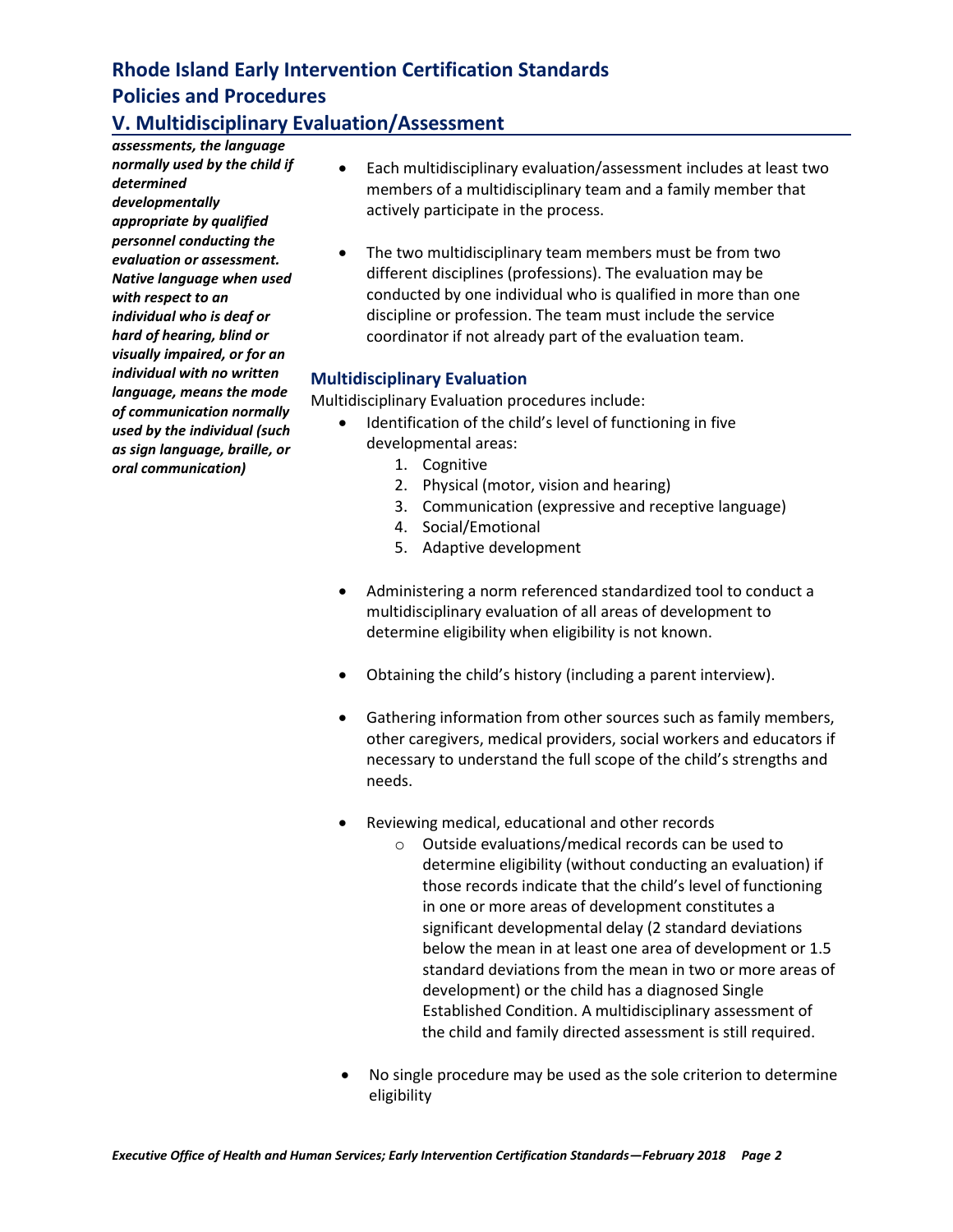***assessments, the language normally used by the child if determined developmentally appropriate by qualified personnel conducting the evaluation or assessment. Native language when used with respect to an individual who is deaf or hard of hearing, blind or visually impaired, or for an individual with no written language, means the mode of communication normally used by the individual (such as sign language, braille, or oral communication)***

- Each multidisciplinary evaluation/assessment includes at least two members of a multidisciplinary team and a family member that actively participate in the process.

- The two multidisciplinary team members must be from two different disciplines (professions). The evaluation may be conducted by one individual who is qualified in more than one discipline or profession. The team must include the service coordinator if not already part of the evaluation team.

### Multidisciplinary Evaluation

Multidisciplinary Evaluation procedures include:

- Identification of the child's level of functioning in five developmental areas:
  1. Cognitive
  2. Physical (motor, vision and hearing)
  3. Communication (expressive and receptive language)
  4. Social/Emotional
  5. Adaptive development

- Administering a norm referenced standardized tool to conduct a multidisciplinary evaluation of all areas of development to determine eligibility when eligibility is not known.

- Obtaining the child's history (including a parent interview).

- Gathering information from other sources such as family members, other caregivers, medical providers, social workers and educators if necessary to understand the full scope of the child's strengths and needs.

- Reviewing medical, educational and other records
  - Outside evaluations/medical records can be used to determine eligibility (without conducting an evaluation) if those records indicate that the child's level of functioning in one or more areas of development constitutes a significant developmental delay (2 standard deviations below the mean in at least one area of development or 1.5 standard deviations from the mean in two or more areas of development) or the child has a diagnosed Single Established Condition. A multidisciplinary assessment of the child and family directed assessment is still required.

- No single procedure may be used as the sole criterion to determine eligibility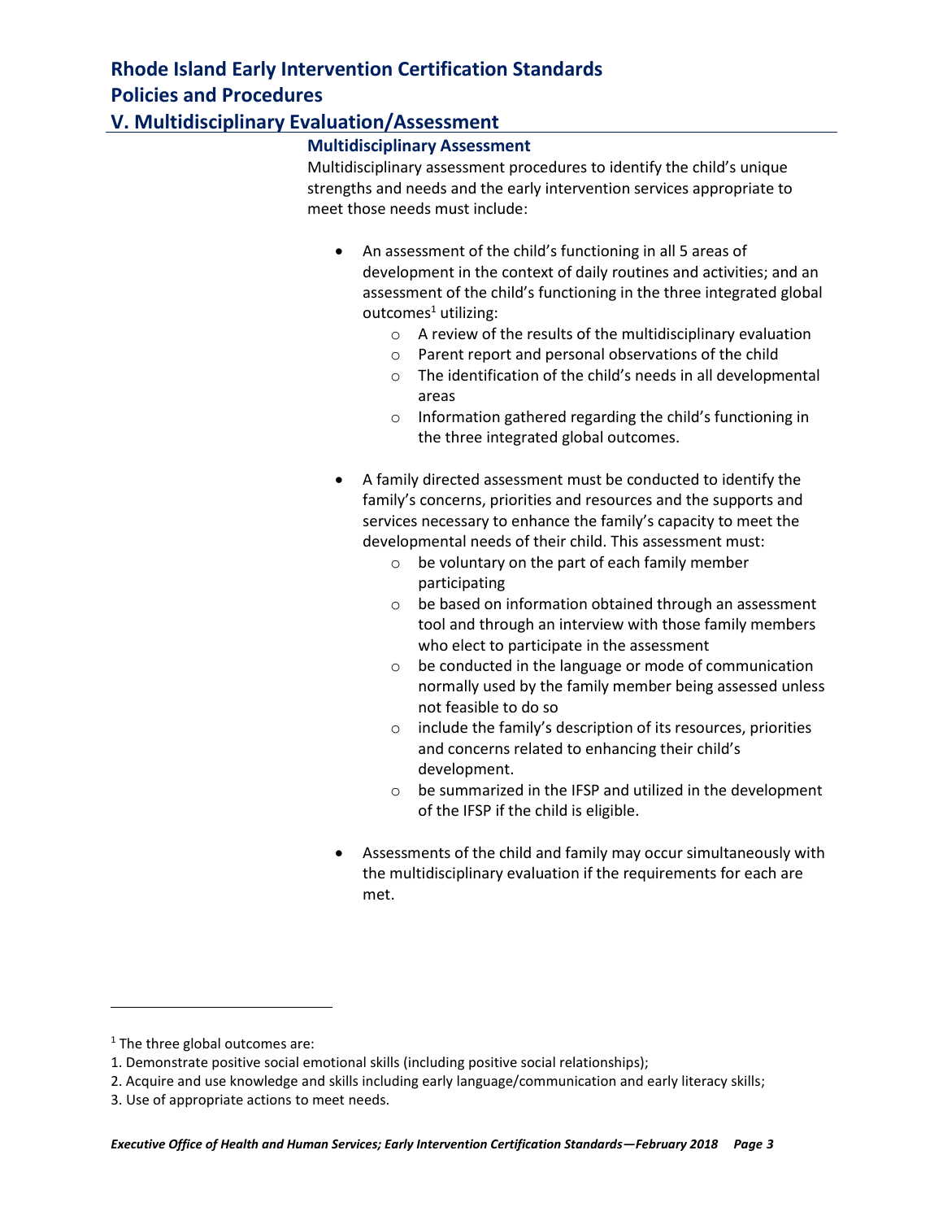# Rhode Island Early Intervention Certification Standards
# Policies and Procedures
## V. Multidisciplinary Evaluation/Assessment

### Multidisciplinary Assessment

Multidisciplinary assessment procedures to identify the child's unique strengths and needs and the early intervention services appropriate to meet those needs must include:

- An assessment of the child's functioning in all 5 areas of development in the context of daily routines and activities; and an assessment of the child's functioning in the three integrated global outcomes[1] utilizing:
    - A review of the results of the multidisciplinary evaluation
    - Parent report and personal observations of the child
    - The identification of the child's needs in all developmental areas
    - Information gathered regarding the child's functioning in the three integrated global outcomes.

- A family directed assessment must be conducted to identify the family's concerns, priorities and resources and the supports and services necessary to enhance the family's capacity to meet the developmental needs of their child. This assessment must:
    - be voluntary on the part of each family member participating
    - be based on information obtained through an assessment tool and through an interview with those family members who elect to participate in the assessment
    - be conducted in the language or mode of communication normally used by the family member being assessed unless not feasible to do so
    - include the family's description of its resources, priorities and concerns related to enhancing their child's development.
    - be summarized in the IFSP and utilized in the development of the IFSP if the child is eligible.

- Assessments of the child and family may occur simultaneously with the multidisciplinary evaluation if the requirements for each are met.

---

[1] The three global outcomes are:
1. Demonstrate positive social emotional skills (including positive social relationships);
2. Acquire and use knowledge and skills including early language/communication and early literacy skills;
3. Use of appropriate actions to meet needs.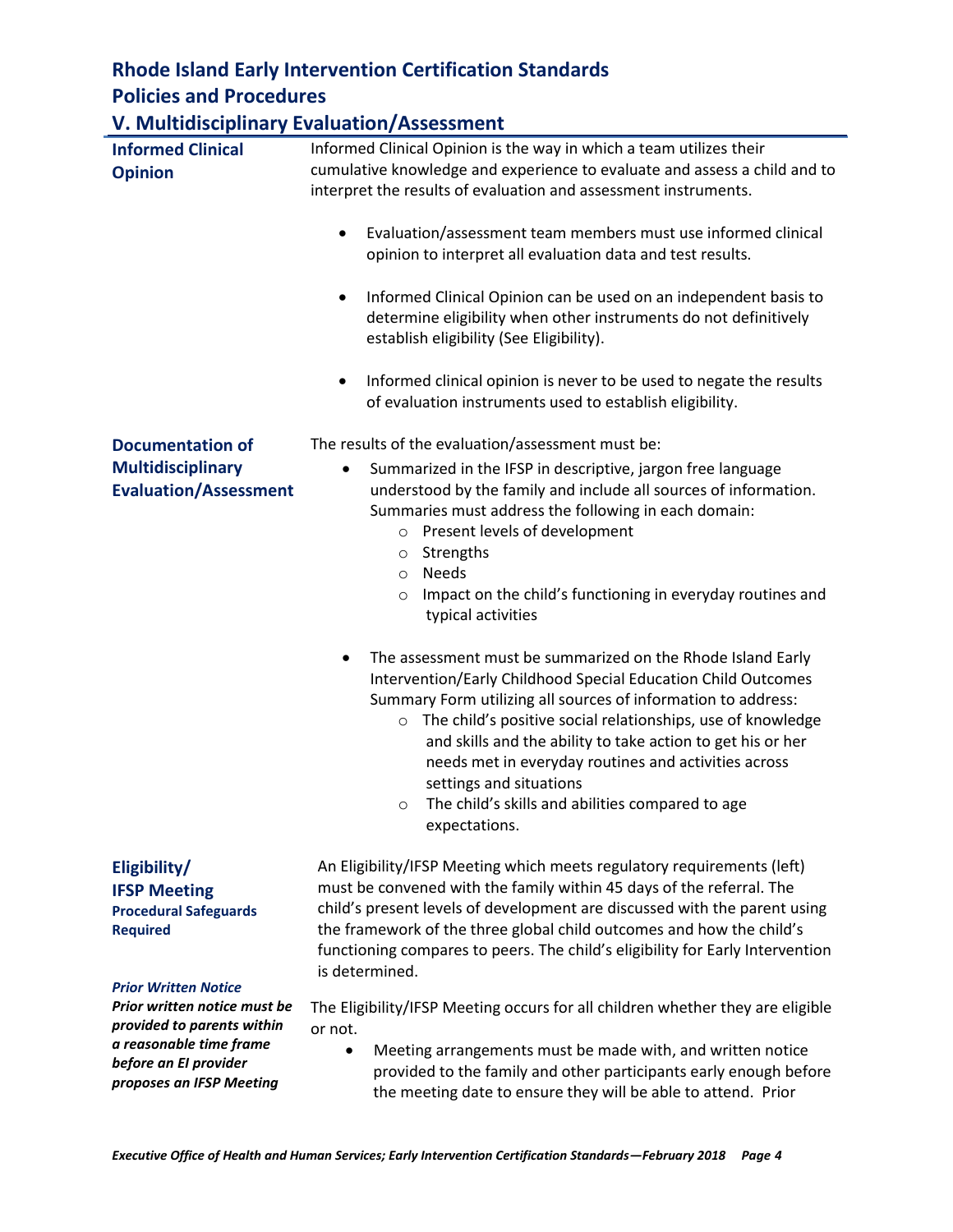## Informed Clinical Opinion

Informed Clinical Opinion is the way in which a team utilizes their cumulative knowledge and experience to evaluate and assess a child and to interpret the results of evaluation and assessment instruments.

- Evaluation/assessment team members must use informed clinical opinion to interpret all evaluation data and test results.
- Informed Clinical Opinion can be used on an independent basis to determine eligibility when other instruments do not definitively establish eligibility (See Eligibility).
- Informed clinical opinion is never to be used to negate the results of evaluation instruments used to establish eligibility.

## Documentation of Multidisciplinary Evaluation/Assessment

The results of the evaluation/assessment must be:

- Summarized in the IFSP in descriptive, jargon free language understood by the family and include all sources of information. Summaries must address the following in each domain:
    - Present levels of development
    - Strengths
    - Needs
    - Impact on the child's functioning in everyday routines and typical activities
- The assessment must be summarized on the Rhode Island Early Intervention/Early Childhood Special Education Child Outcomes Summary Form utilizing all sources of information to address:
    - The child's positive social relationships, use of knowledge and skills and the ability to take action to get his or her needs met in everyday routines and activities across settings and situations
    - The child's skills and abilities compared to age expectations.

## Eligibility/ IFSP Meeting

**Procedural Safeguards Required**

***Prior Written Notice***

***Prior written notice must be provided to parents within a reasonable time frame before an EI provider proposes an IFSP Meeting***

An Eligibility/IFSP Meeting which meets regulatory requirements (left) must be convened with the family within 45 days of the referral. The child's present levels of development are discussed with the parent using the framework of the three global child outcomes and how the child's functioning compares to peers. The child's eligibility for Early Intervention is determined.

The Eligibility/IFSP Meeting occurs for all children whether they are eligible or not.

- Meeting arrangements must be made with, and written notice provided to the family and other participants early enough before the meeting date to ensure they will be able to attend. Prior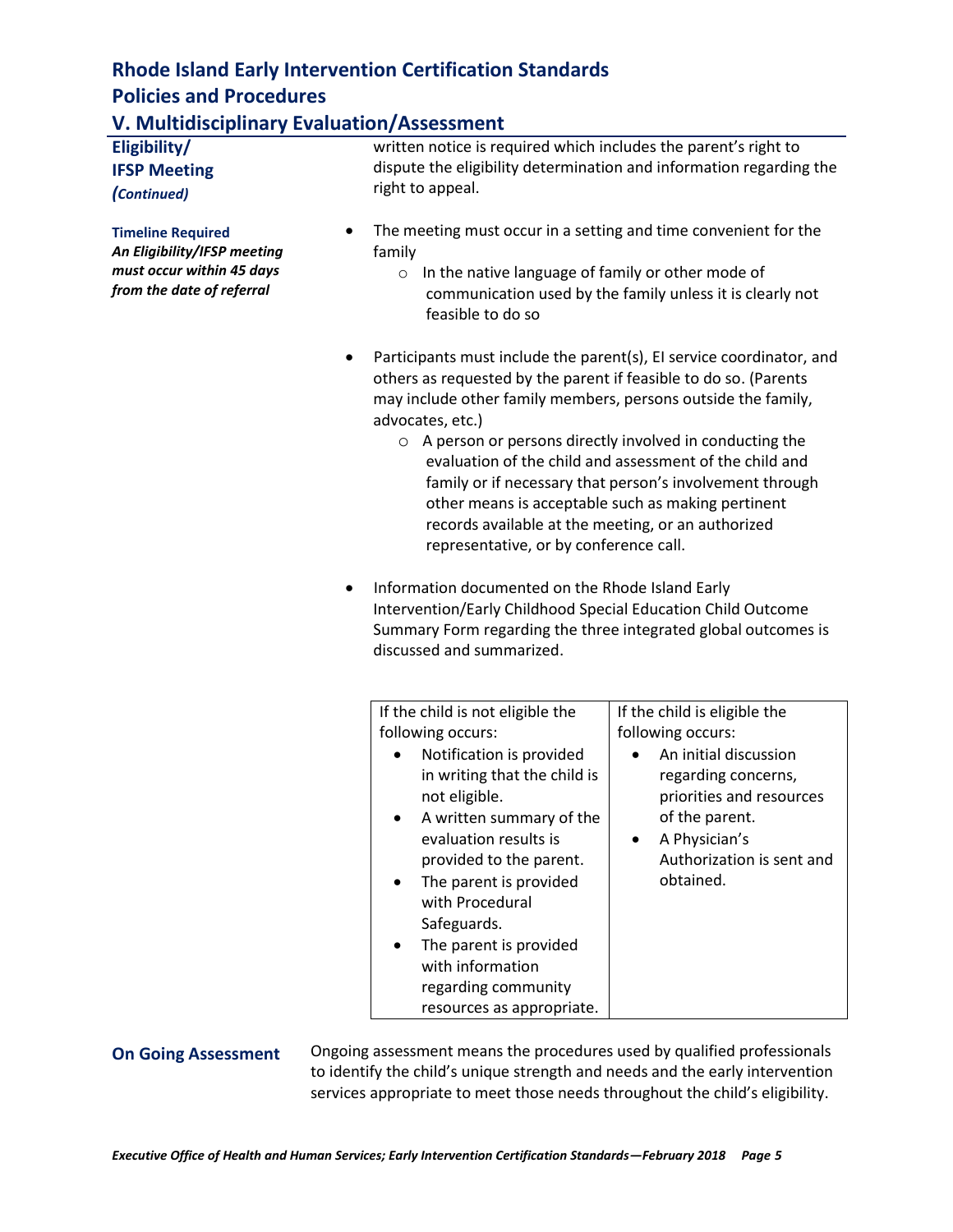# Rhode Island Early Intervention Certification Standards

## Policies and Procedures

### V. Multidisciplinary Evaluation/Assessment

**Eligibility/ IFSP Meeting *(Continued)***

written notice is required which includes the parent's right to dispute the eligibility determination and information regarding the right to appeal.

**Timeline Required**
***An Eligibility/IFSP meeting must occur within 45 days from the date of referral***

- The meeting must occur in a setting and time convenient for the family
  - In the native language of family or other mode of communication used by the family unless it is clearly not feasible to do so

- Participants must include the parent(s), EI service coordinator, and others as requested by the parent if feasible to do so. (Parents may include other family members, persons outside the family, advocates, etc.)
  - A person or persons directly involved in conducting the evaluation of the child and assessment of the child and family or if necessary that person's involvement through other means is acceptable such as making pertinent records available at the meeting, or an authorized representative, or by conference call.

- Information documented on the Rhode Island Early Intervention/Early Childhood Special Education Child Outcome Summary Form regarding the three integrated global outcomes is discussed and summarized.

| If the child is not eligible the following occurs: | If the child is eligible the following occurs: |
|---|---|
| • Notification is provided in writing that the child is not eligible.<br>• A written summary of the evaluation results is provided to the parent.<br>• The parent is provided with Procedural Safeguards.<br>• The parent is provided with information regarding community resources as appropriate. | • An initial discussion regarding concerns, priorities and resources of the parent.<br>• A Physician's Authorization is sent and obtained. |

**On Going Assessment**

Ongoing assessment means the procedures used by qualified professionals to identify the child's unique strength and needs and the early intervention services appropriate to meet those needs throughout the child's eligibility.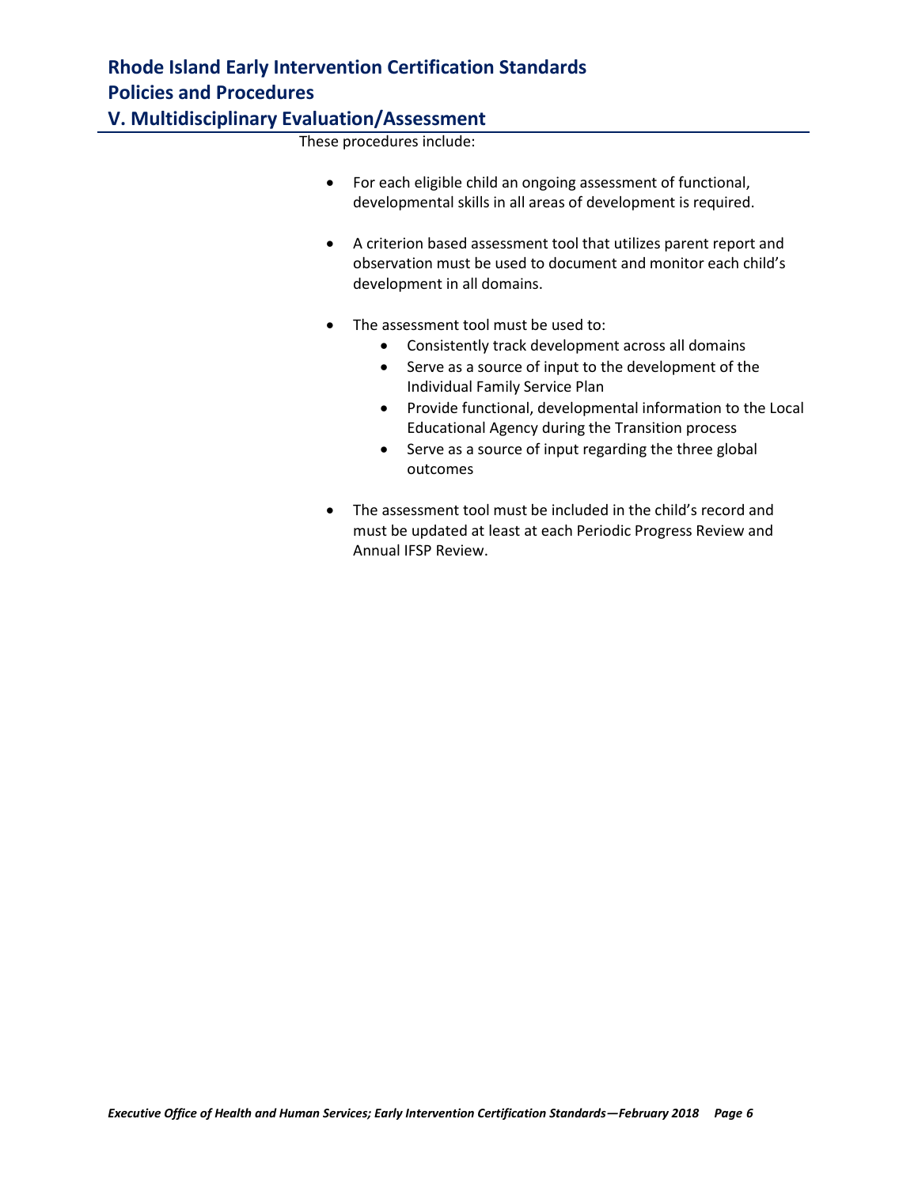These procedures include:

- For each eligible child an ongoing assessment of functional, developmental skills in all areas of development is required.

- A criterion based assessment tool that utilizes parent report and observation must be used to document and monitor each child's development in all domains.

- The assessment tool must be used to:
  - Consistently track development across all domains
  - Serve as a source of input to the development of the Individual Family Service Plan
  - Provide functional, developmental information to the Local Educational Agency during the Transition process
  - Serve as a source of input regarding the three global outcomes

- The assessment tool must be included in the child's record and must be updated at least at each Periodic Progress Review and Annual IFSP Review.